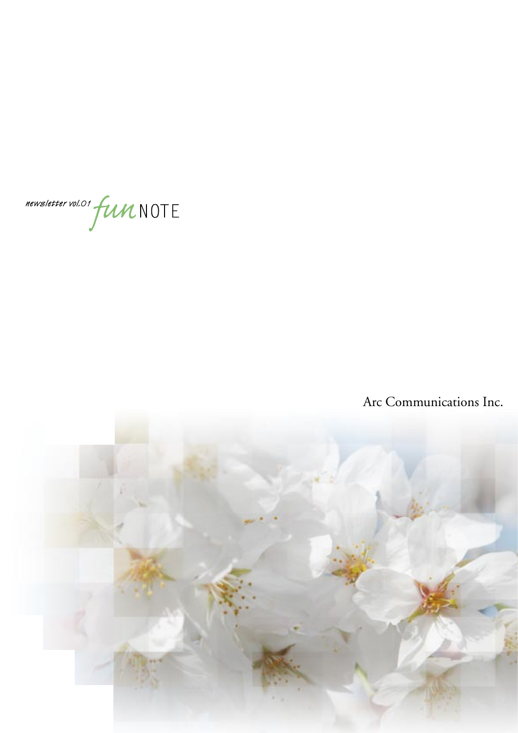newsletter vol.01 *fun* NOTE

Arc Communications Inc.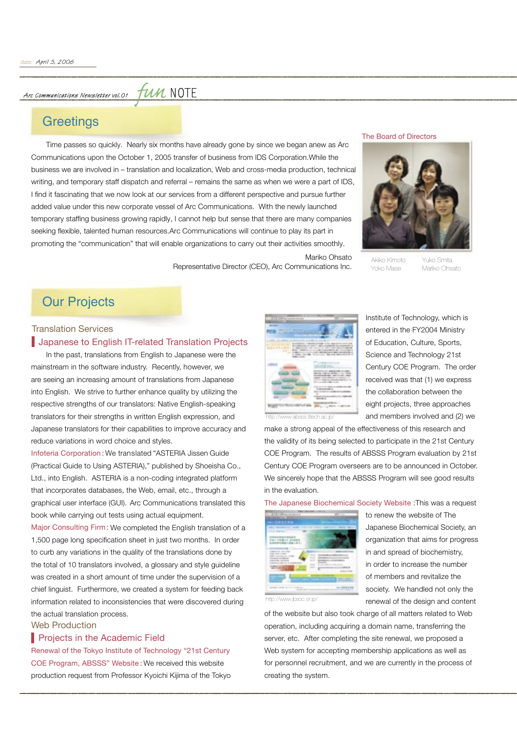date: April 5, 2006

Arc Communications Newsletter vol.01 fun NOTE

## Greetings

Time passes so quickly. Nearly six months have already gone by since we began anew as Arc Communications upon the October 1, 2005 transfer of business from IDS Corporation.While the business we are involved in – translation and localization, Web and cross-media production, technical writing, and temporary staff dispatch and referral – remains the same as when we were a part of IDS, I find it fascinating that we now look at our services from a different perspective and pursue further added value under this new corporate vessel of Arc Communications. With the newly launched temporary staffing business growing rapidly, I cannot help but sense that there are many companies seeking flexible, talented human resources.Arc Communications will continue to play its part in promoting the "communication" that will enable organizations to carry out their activities smoothly.

Mariko Ohsato
Representative Director (CEO), Arc Communications Inc.

The Board of Directors

Akiko Kimoto Yuko Smita
Yoko Mase Mariko Ohsato

## Our Projects

### Translation Services

#### Japanese to English IT-related Translation Projects

In the past, translations from English to Japanese were the mainstream in the software industry. Recently, however, we are seeing an increasing amount of translations from Japanese into English. We strive to further enhance quality by utilizing the respective strengths of our translators: Native English-speaking translators for their strengths in written English expression, and Japanese translators for their capabilities to improve accuracy and reduce variations in word choice and styles.

Infoteria Corporation: We translated "ASTERIA Jissen Guide (Practical Guide to Using ASTERIA)," published by Shoeisha Co., Ltd., into English. ASTERIA is a non-coding integrated platform that incorporates databases, the Web, email, etc., through a graphical user interface (GUI). Arc Communications translated this book while carrying out tests using actual equipment.

Major Consulting Firm: We completed the English translation of a 1,500 page long specification sheet in just two months. In order to curb any variations in the quality of the translations done by the total of 10 translators involved, a glossary and style guideline was created in a short amount of time under the supervision of a chief linguist. Furthermore, we created a system for feeding back information related to inconsistencies that were discovered during the actual translation process.

### Web Production

#### Projects in the Academic Field

Renewal of the Tokyo Institute of Technology "21st Century COE Program, ABSSS" Website: We received this website production request from Professor Kyoichi Kijima of the Tokyo Institute of Technology, which is entered in the FY2004 Ministry of Education, Culture, Sports, Science and Technology 21st Century COE Program. The order received was that (1) we express the collaboration between the eight projects, three approaches and members involved and (2) we make a strong appeal of the effectiveness of this research and the validity of its being selected to participate in the 21st Century COE Program. The results of ABSSS Program evaluation by 21st Century COE Program overseers are to be announced in October. We sincerely hope that the ABSSS Program will see good results in the evaluation.

http://www.absss.titech.ac.jp/

The Japanese Biochemical Society Website: This was a request to renew the website of The Japanese Biochemical Society, an organization that aims for progress in and spread of biochemistry, in order to increase the number of members and revitalize the society. We handled not only the renewal of the design and content of the website but also took charge of all matters related to Web operation, including acquiring a domain name, transferring the server, etc. After completing the site renewal, we proposed a Web system for accepting membership applications as well as for personnel recruitment, and we are currently in the process of creating the system.

http://www.jbsoc.or.jp/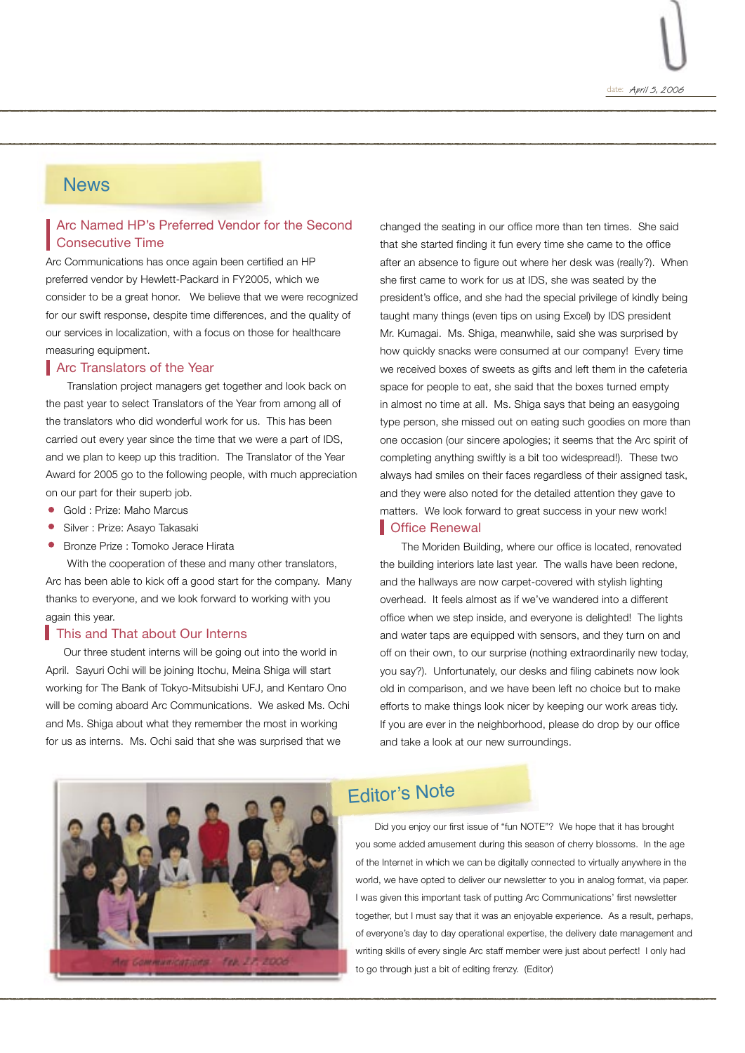date: April 5, 2006

# News

## Arc Named HP's Preferred Vendor for the Second Consecutive Time

Arc Communications has once again been certified an HP preferred vendor by Hewlett-Packard in FY2005, which we consider to be a great honor. We believe that we were recognized for our swift response, despite time differences, and the quality of our services in localization, with a focus on those for healthcare measuring equipment.

## Arc Translators of the Year

Translation project managers get together and look back on the past year to select Translators of the Year from among all of the translators who did wonderful work for us. This has been carried out every year since the time that we were a part of IDS, and we plan to keep up this tradition. The Translator of the Year Award for 2005 go to the following people, with much appreciation on our part for their superb job.

- Gold : Prize: Maho Marcus
- Silver : Prize: Asayo Takasaki
- Bronze Prize : Tomoko Jerace Hirata

With the cooperation of these and many other translators, Arc has been able to kick off a good start for the company. Many thanks to everyone, and we look forward to working with you again this year.

## This and That about Our Interns

Our three student interns will be going out into the world in April. Sayuri Ochi will be joining Itochu, Meina Shiga will start working for The Bank of Tokyo-Mitsubishi UFJ, and Kentaro Ono will be coming aboard Arc Communications. We asked Ms. Ochi and Ms. Shiga about what they remember the most in working for us as interns. Ms. Ochi said that she was surprised that we changed the seating in our office more than ten times. She said that she started finding it fun every time she came to the office after an absence to figure out where her desk was (really?). When she first came to work for us at IDS, she was seated by the president's office, and she had the special privilege of kindly being taught many things (even tips on using Excel) by IDS president Mr. Kumagai. Ms. Shiga, meanwhile, said she was surprised by how quickly snacks were consumed at our company! Every time we received boxes of sweets as gifts and left them in the cafeteria space for people to eat, she said that the boxes turned empty in almost no time at all. Ms. Shiga says that being an easygoing type person, she missed out on eating such goodies on more than one occasion (our sincere apologies; it seems that the Arc spirit of completing anything swiftly is a bit too widespread!). These two always had smiles on their faces regardless of their assigned task, and they were also noted for the detailed attention they gave to matters. We look forward to great success in your new work!

## Office Renewal

The Moriden Building, where our office is located, renovated the building interiors late last year. The walls have been redone, and the hallways are now carpet-covered with stylish lighting overhead. It feels almost as if we've wandered into a different office when we step inside, and everyone is delighted! The lights and water taps are equipped with sensors, and they turn on and off on their own, to our surprise (nothing extraordinarily new today, you say?). Unfortunately, our desks and filing cabinets now look old in comparison, and we have been left no choice but to make efforts to make things look nicer by keeping our work areas tidy. If you are ever in the neighborhood, please do drop by our office and take a look at our new surroundings.

Arc Communications Feb. 27. 2006

# Editor's Note

Did you enjoy our first issue of "fun NOTE"? We hope that it has brought you some added amusement during this season of cherry blossoms. In the age of the Internet in which we can be digitally connected to virtually anywhere in the world, we have opted to deliver our newsletter to you in analog format, via paper. I was given this important task of putting Arc Communications' first newsletter together, but I must say that it was an enjoyable experience. As a result, perhaps, of everyone's day to day operational expertise, the delivery date management and writing skills of every single Arc staff member were just about perfect! I only had to go through just a bit of editing frenzy. (Editor)